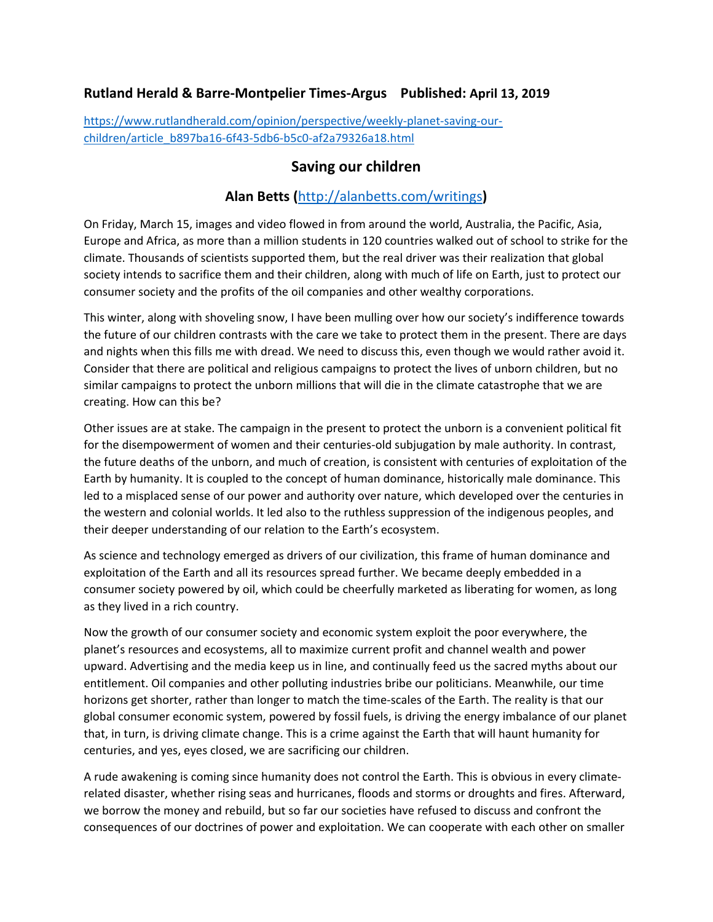**Rutland Herald & Barre-Montpelier Times-Argus Published: April 13, 2019**

https://www.rutlandherald.com/opinion/perspective/weekly-planet-saving-our-children/article_b897ba16-6f43-5db6-b5c0-af2a79326a18.html

## Saving our children

### Alan Betts (http://alanbetts.com/writings)

On Friday, March 15, images and video flowed in from around the world, Australia, the Pacific, Asia, Europe and Africa, as more than a million students in 120 countries walked out of school to strike for the climate. Thousands of scientists supported them, but the real driver was their realization that global society intends to sacrifice them and their children, along with much of life on Earth, just to protect our consumer society and the profits of the oil companies and other wealthy corporations.

This winter, along with shoveling snow, I have been mulling over how our society's indifference towards the future of our children contrasts with the care we take to protect them in the present. There are days and nights when this fills me with dread. We need to discuss this, even though we would rather avoid it. Consider that there are political and religious campaigns to protect the lives of unborn children, but no similar campaigns to protect the unborn millions that will die in the climate catastrophe that we are creating. How can this be?

Other issues are at stake. The campaign in the present to protect the unborn is a convenient political fit for the disempowerment of women and their centuries-old subjugation by male authority. In contrast, the future deaths of the unborn, and much of creation, is consistent with centuries of exploitation of the Earth by humanity. It is coupled to the concept of human dominance, historically male dominance. This led to a misplaced sense of our power and authority over nature, which developed over the centuries in the western and colonial worlds. It led also to the ruthless suppression of the indigenous peoples, and their deeper understanding of our relation to the Earth's ecosystem.

As science and technology emerged as drivers of our civilization, this frame of human dominance and exploitation of the Earth and all its resources spread further. We became deeply embedded in a consumer society powered by oil, which could be cheerfully marketed as liberating for women, as long as they lived in a rich country.

Now the growth of our consumer society and economic system exploit the poor everywhere, the planet's resources and ecosystems, all to maximize current profit and channel wealth and power upward. Advertising and the media keep us in line, and continually feed us the sacred myths about our entitlement. Oil companies and other polluting industries bribe our politicians. Meanwhile, our time horizons get shorter, rather than longer to match the time-scales of the Earth. The reality is that our global consumer economic system, powered by fossil fuels, is driving the energy imbalance of our planet that, in turn, is driving climate change. This is a crime against the Earth that will haunt humanity for centuries, and yes, eyes closed, we are sacrificing our children.

A rude awakening is coming since humanity does not control the Earth. This is obvious in every climate-related disaster, whether rising seas and hurricanes, floods and storms or droughts and fires. Afterward, we borrow the money and rebuild, but so far our societies have refused to discuss and confront the consequences of our doctrines of power and exploitation. We can cooperate with each other on smaller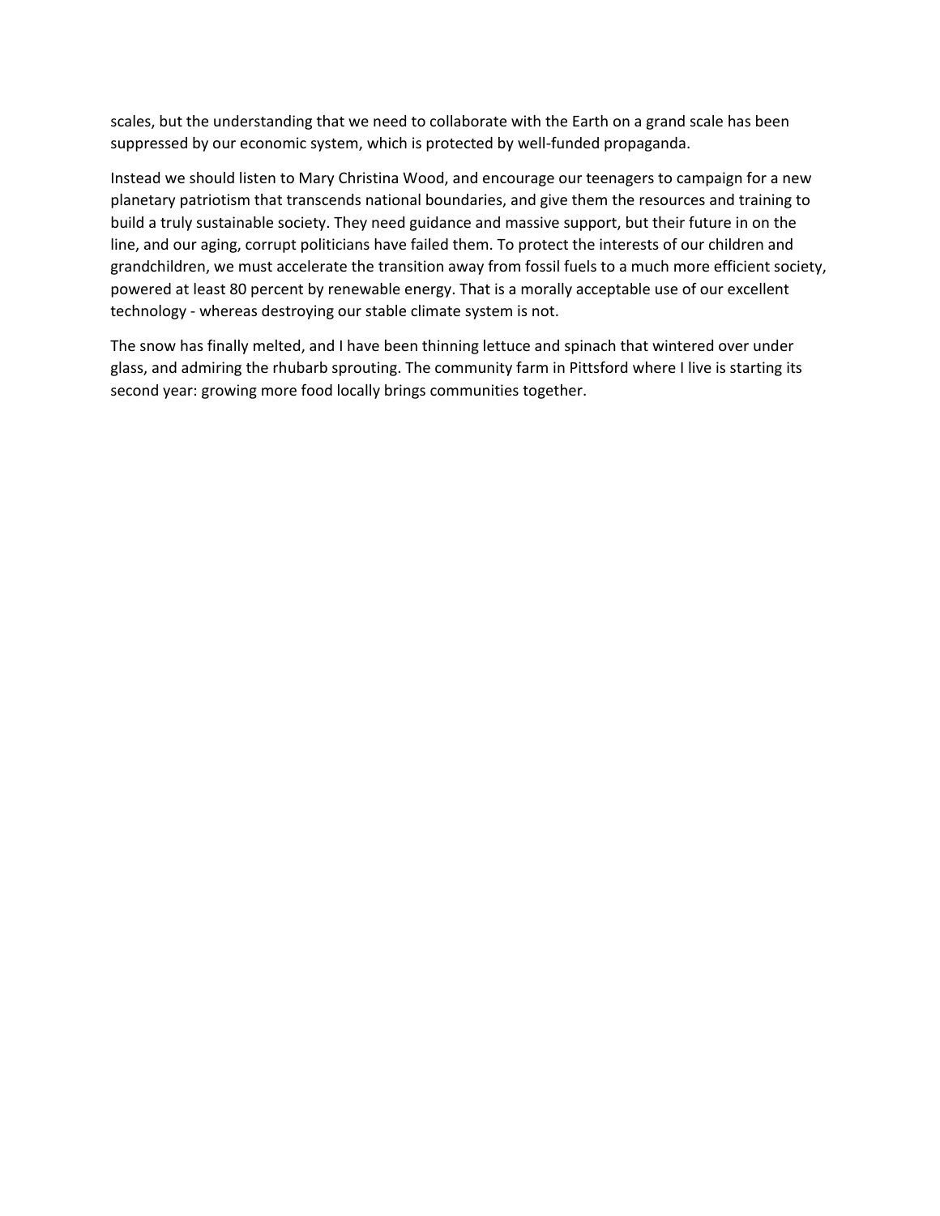scales, but the understanding that we need to collaborate with the Earth on a grand scale has been suppressed by our economic system, which is protected by well-funded propaganda.

Instead we should listen to Mary Christina Wood, and encourage our teenagers to campaign for a new planetary patriotism that transcends national boundaries, and give them the resources and training to build a truly sustainable society. They need guidance and massive support, but their future in on the line, and our aging, corrupt politicians have failed them. To protect the interests of our children and grandchildren, we must accelerate the transition away from fossil fuels to a much more efficient society, powered at least 80 percent by renewable energy. That is a morally acceptable use of our excellent technology - whereas destroying our stable climate system is not.

The snow has finally melted, and I have been thinning lettuce and spinach that wintered over under glass, and admiring the rhubarb sprouting. The community farm in Pittsford where I live is starting its second year: growing more food locally brings communities together.